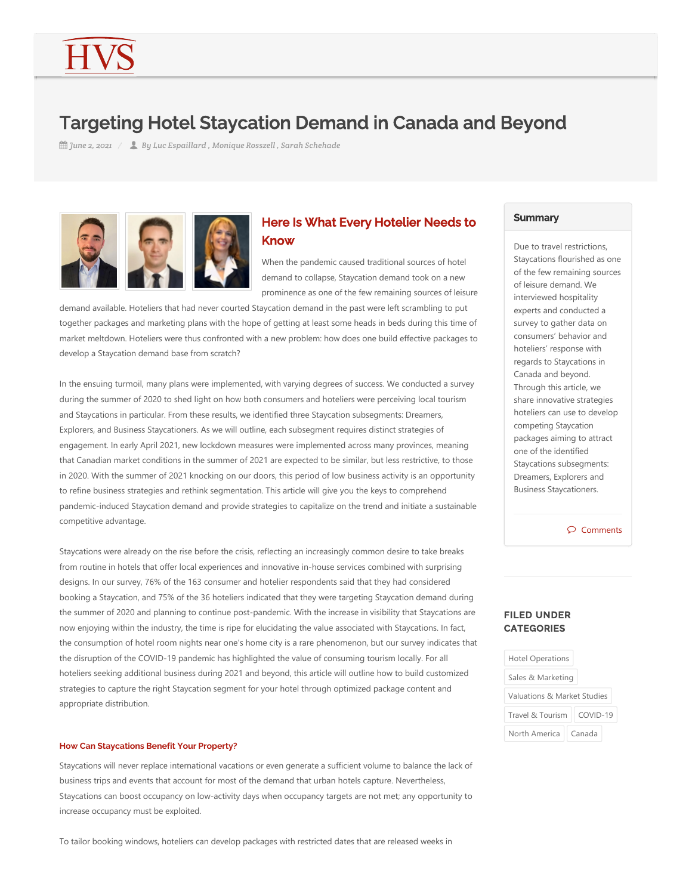# Targeting Hotel Staycation Demand in Canada and Beyond

*June 2, 2021* / *By Luc Espaillard , Monique Rosszell , Sarah Schehade*

## Here Is What Every Hotelier Needs to Know

When the pandemic caused traditional sources of hotel demand to collapse, Staycation demand took on a new prominence as one of the few remaining sources of leisure demand available. Hoteliers that had never courted Staycation demand in the past were left scrambling to put together packages and marketing plans with the hope of getting at least some heads in beds during this time of market meltdown. Hoteliers were thus confronted with a new problem: how does one build effective packages to develop a Staycation demand base from scratch?

In the ensuing turmoil, many plans were implemented, with varying degrees of success. We conducted a survey during the summer of 2020 to shed light on how both consumers and hoteliers were perceiving local tourism and Staycations in particular. From these results, we identified three Staycation subsegments: Dreamers, Explorers, and Business Staycationers. As we will outline, each subsegment requires distinct strategies of engagement. In early April 2021, new lockdown measures were implemented across many provinces, meaning that Canadian market conditions in the summer of 2021 are expected to be similar, but less restrictive, to those in 2020. With the summer of 2021 knocking on our doors, this period of low business activity is an opportunity to refine business strategies and rethink segmentation. This article will give you the keys to comprehend pandemic-induced Staycation demand and provide strategies to capitalize on the trend and initiate a sustainable competitive advantage.

Staycations were already on the rise before the crisis, reflecting an increasingly common desire to take breaks from routine in hotels that offer local experiences and innovative in-house services combined with surprising designs. In our survey, 76% of the 163 consumer and hotelier respondents said that they had considered booking a Staycation, and 75% of the 36 hoteliers indicated that they were targeting Staycation demand during the summer of 2020 and planning to continue post-pandemic. With the increase in visibility that Staycations are now enjoying within the industry, the time is ripe for elucidating the value associated with Staycations. In fact, the consumption of hotel room nights near one's home city is a rare phenomenon, but our survey indicates that the disruption of the COVID-19 pandemic has highlighted the value of consuming tourism locally. For all hoteliers seeking additional business during 2021 and beyond, this article will outline how to build customized strategies to capture the right Staycation segment for your hotel through optimized package content and appropriate distribution.

### How Can Staycations Benefit Your Property?

Staycations will never replace international vacations or even generate a sufficient volume to balance the lack of business trips and events that account for most of the demand that urban hotels capture. Nevertheless, Staycations can boost occupancy on low-activity days when occupancy targets are not met; any opportunity to increase occupancy must be exploited.

To tailor booking windows, hoteliers can develop packages with restricted dates that are released weeks in

**Summary**

Due to travel restrictions, Staycations flourished as one of the few remaining sources of leisure demand. We interviewed hospitality experts and conducted a survey to gather data on consumers' behavior and hoteliers' response with regards to Staycations in Canada and beyond. Through this article, we share innovative strategies hoteliers can use to develop competing Staycation packages aiming to attract one of the identified Staycations subsegments: Dreamers, Explorers and Business Staycationers.

Comments

**FILED UNDER CATEGORIES**

Hotel Operations
Sales & Marketing
Valuations & Market Studies
Travel & Tourism
COVID-19
North America
Canada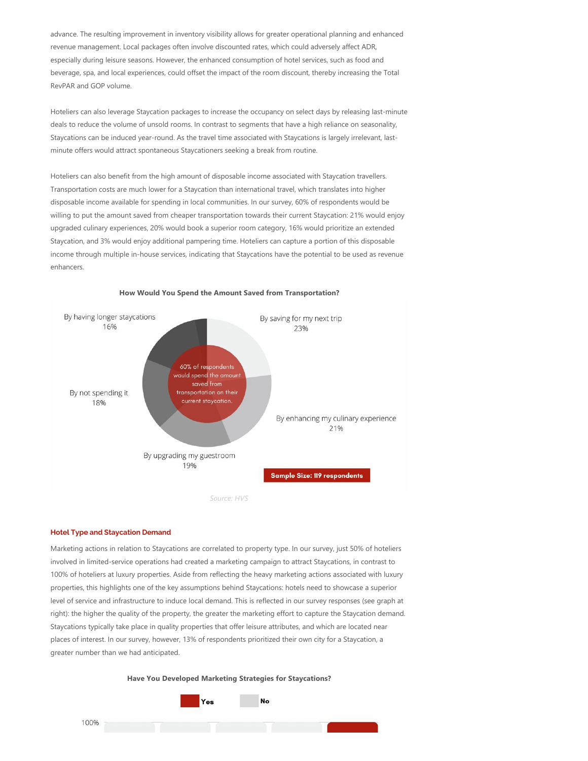advance. The resulting improvement in inventory visibility allows for greater operational planning and enhanced revenue management. Local packages often involve discounted rates, which could adversely affect ADR, especially during leisure seasons. However, the enhanced consumption of hotel services, such as food and beverage, spa, and local experiences, could offset the impact of the room discount, thereby increasing the Total RevPAR and GOP volume.

Hoteliers can also leverage Staycation packages to increase the occupancy on select days by releasing last-minute deals to reduce the volume of unsold rooms. In contrast to segments that have a high reliance on seasonality, Staycations can be induced year-round. As the travel time associated with Staycations is largely irrelevant, last-minute offers would attract spontaneous Staycationers seeking a break from routine.

Hoteliers can also benefit from the high amount of disposable income associated with Staycation travellers. Transportation costs are much lower for a Staycation than international travel, which translates into higher disposable income available for spending in local communities. In our survey, 60% of respondents would be willing to put the amount saved from cheaper transportation towards their current Staycation: 21% would enjoy upgraded culinary experiences, 20% would book a superior room category, 16% would prioritize an extended Staycation, and 3% would enjoy additional pampering time. Hoteliers can capture a portion of this disposable income through multiple in-house services, indicating that Staycations have the potential to be used as revenue enhancers.

**How Would You Spend the Amount Saved from Transportation?**

| Response | Share |
| --- | --- |
| By saving for my next trip | 23% |
| By enhancing my culinary experience | 21% |
| By upgrading my guestroom | 19% |
| By not spending it | 18% |
| By having longer staycations | 16% |

60% of respondents would spend the amount saved from transportation on their current staycation.

Sample Size: 119 respondents

*Source: HVS*

### Hotel Type and Staycation Demand

Marketing actions in relation to Staycations are correlated to property type. In our survey, just 50% of hoteliers involved in limited-service operations had created a marketing campaign to attract Staycations, in contrast to 100% of hoteliers at luxury properties. Aside from reflecting the heavy marketing actions associated with luxury properties, this highlights one of the key assumptions behind Staycations: hotels need to showcase a superior level of service and infrastructure to induce local demand. This is reflected in our survey responses (see graph at right): the higher the quality of the property, the greater the marketing effort to capture the Staycation demand. Staycations typically take place in quality properties that offer leisure attributes, and which are located near places of interest. In our survey, however, 13% of respondents prioritized their own city for a Staycation, a greater number than we had anticipated.

**Have You Developed Marketing Strategies for Staycations?**

Yes | No

100%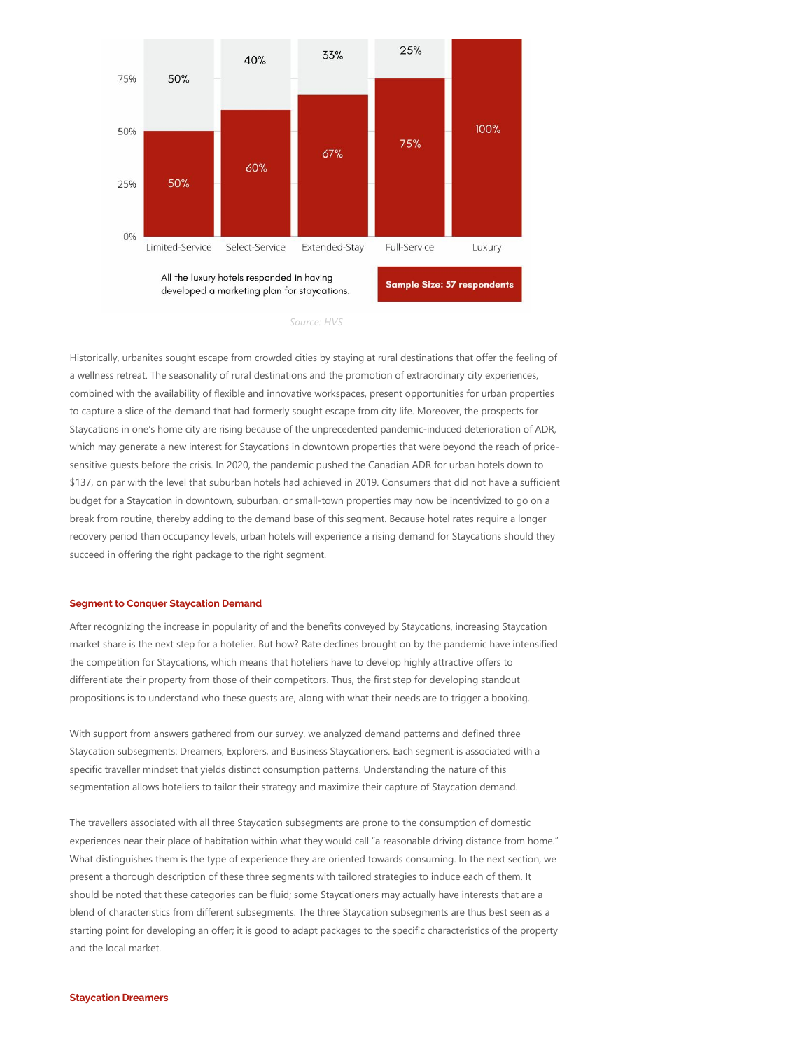| | Limited-Service | Select-Service | Extended-Stay | Full-Service | Luxury |
|---|---|---|---|---|---|
| Yes | 50% | 60% | 67% | 75% | 100% |
| No | 50% | 40% | 33% | 25% | |

All the luxury hotels responded in having developed a marketing plan for staycations.

**Sample Size: 57 respondents**

Source: HVS

Historically, urbanites sought escape from crowded cities by staying at rural destinations that offer the feeling of a wellness retreat. The seasonality of rural destinations and the promotion of extraordinary city experiences, combined with the availability of flexible and innovative workspaces, present opportunities for urban properties to capture a slice of the demand that had formerly sought escape from city life. Moreover, the prospects for Staycations in one's home city are rising because of the unprecedented pandemic-induced deterioration of ADR, which may generate a new interest for Staycations in downtown properties that were beyond the reach of price-sensitive guests before the crisis. In 2020, the pandemic pushed the Canadian ADR for urban hotels down to $137, on par with the level that suburban hotels had achieved in 2019. Consumers that did not have a sufficient budget for a Staycation in downtown, suburban, or small-town properties may now be incentivized to go on a break from routine, thereby adding to the demand base of this segment. Because hotel rates require a longer recovery period than occupancy levels, urban hotels will experience a rising demand for Staycations should they succeed in offering the right package to the right segment.

### Segment to Conquer Staycation Demand

After recognizing the increase in popularity of and the benefits conveyed by Staycations, increasing Staycation market share is the next step for a hotelier. But how? Rate declines brought on by the pandemic have intensified the competition for Staycations, which means that hoteliers have to develop highly attractive offers to differentiate their property from those of their competitors. Thus, the first step for developing standout propositions is to understand who these guests are, along with what their needs are to trigger a booking.

With support from answers gathered from our survey, we analyzed demand patterns and defined three Staycation subsegments: Dreamers, Explorers, and Business Staycationers. Each segment is associated with a specific traveller mindset that yields distinct consumption patterns. Understanding the nature of this segmentation allows hoteliers to tailor their strategy and maximize their capture of Staycation demand.

The travellers associated with all three Staycation subsegments are prone to the consumption of domestic experiences near their place of habitation within what they would call "a reasonable driving distance from home." What distinguishes them is the type of experience they are oriented towards consuming. In the next section, we present a thorough description of these three segments with tailored strategies to induce each of them. It should be noted that these categories can be fluid; some Staycationers may actually have interests that are a blend of characteristics from different subsegments. The three Staycation subsegments are thus best seen as a starting point for developing an offer; it is good to adapt packages to the specific characteristics of the property and the local market.

### Staycation Dreamers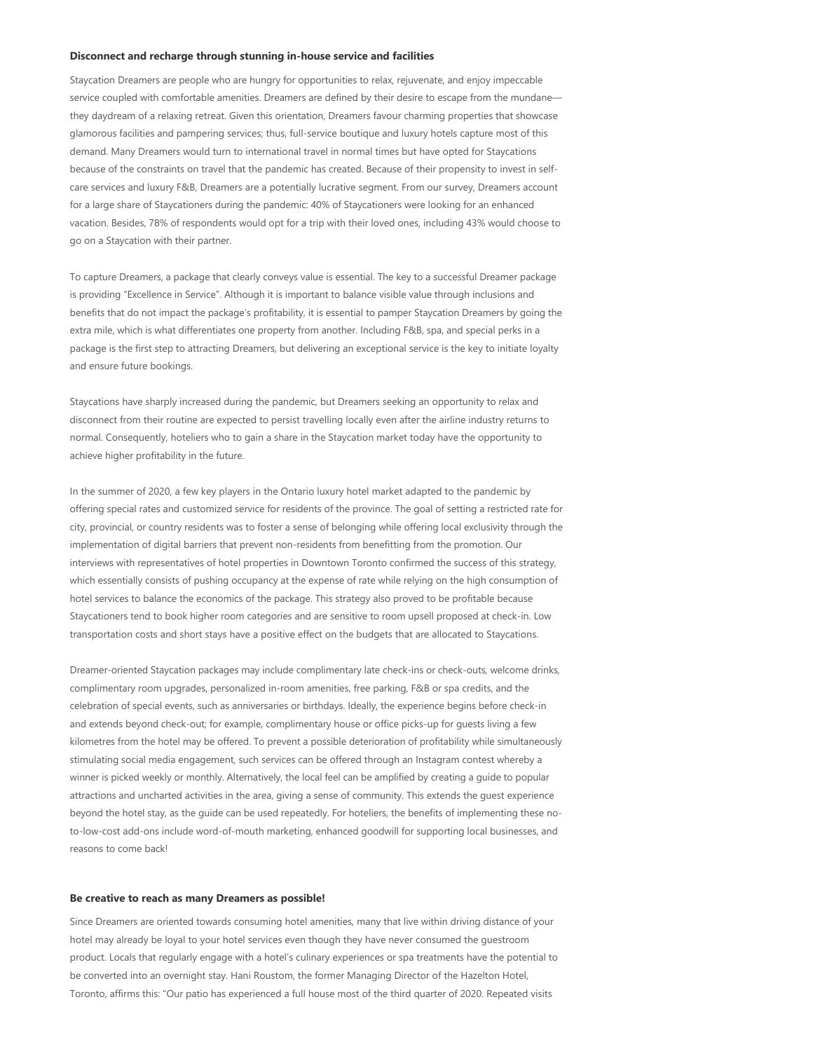### Disconnect and recharge through stunning in-house service and facilities

Staycation Dreamers are people who are hungry for opportunities to relax, rejuvenate, and enjoy impeccable service coupled with comfortable amenities. Dreamers are defined by their desire to escape from the mundane—they daydream of a relaxing retreat. Given this orientation, Dreamers favour charming properties that showcase glamorous facilities and pampering services; thus, full-service boutique and luxury hotels capture most of this demand. Many Dreamers would turn to international travel in normal times but have opted for Staycations because of the constraints on travel that the pandemic has created. Because of their propensity to invest in self-care services and luxury F&B, Dreamers are a potentially lucrative segment. From our survey, Dreamers account for a large share of Staycationers during the pandemic: 40% of Staycationers were looking for an enhanced vacation. Besides, 78% of respondents would opt for a trip with their loved ones, including 43% would choose to go on a Staycation with their partner.

To capture Dreamers, a package that clearly conveys value is essential. The key to a successful Dreamer package is providing "Excellence in Service". Although it is important to balance visible value through inclusions and benefits that do not impact the package's profitability, it is essential to pamper Staycation Dreamers by going the extra mile, which is what differentiates one property from another. Including F&B, spa, and special perks in a package is the first step to attracting Dreamers, but delivering an exceptional service is the key to initiate loyalty and ensure future bookings.

Staycations have sharply increased during the pandemic, but Dreamers seeking an opportunity to relax and disconnect from their routine are expected to persist travelling locally even after the airline industry returns to normal. Consequently, hoteliers who to gain a share in the Staycation market today have the opportunity to achieve higher profitability in the future.

In the summer of 2020, a few key players in the Ontario luxury hotel market adapted to the pandemic by offering special rates and customized service for residents of the province. The goal of setting a restricted rate for city, provincial, or country residents was to foster a sense of belonging while offering local exclusivity through the implementation of digital barriers that prevent non-residents from benefitting from the promotion. Our interviews with representatives of hotel properties in Downtown Toronto confirmed the success of this strategy, which essentially consists of pushing occupancy at the expense of rate while relying on the high consumption of hotel services to balance the economics of the package. This strategy also proved to be profitable because Staycationers tend to book higher room categories and are sensitive to room upsell proposed at check-in. Low transportation costs and short stays have a positive effect on the budgets that are allocated to Staycations.

Dreamer-oriented Staycation packages may include complimentary late check-ins or check-outs, welcome drinks, complimentary room upgrades, personalized in-room amenities, free parking, F&B or spa credits, and the celebration of special events, such as anniversaries or birthdays. Ideally, the experience begins before check-in and extends beyond check-out; for example, complimentary house or office picks-up for guests living a few kilometres from the hotel may be offered. To prevent a possible deterioration of profitability while simultaneously stimulating social media engagement, such services can be offered through an Instagram contest whereby a winner is picked weekly or monthly. Alternatively, the local feel can be amplified by creating a guide to popular attractions and uncharted activities in the area, giving a sense of community. This extends the guest experience beyond the hotel stay, as the guide can be used repeatedly. For hoteliers, the benefits of implementing these no-to-low-cost add-ons include word-of-mouth marketing, enhanced goodwill for supporting local businesses, and reasons to come back!

### Be creative to reach as many Dreamers as possible!

Since Dreamers are oriented towards consuming hotel amenities, many that live within driving distance of your hotel may already be loyal to your hotel services even though they have never consumed the guestroom product. Locals that regularly engage with a hotel's culinary experiences or spa treatments have the potential to be converted into an overnight stay. Hani Roustom, the former Managing Director of the Hazelton Hotel, Toronto, affirms this: "Our patio has experienced a full house most of the third quarter of 2020. Repeated visits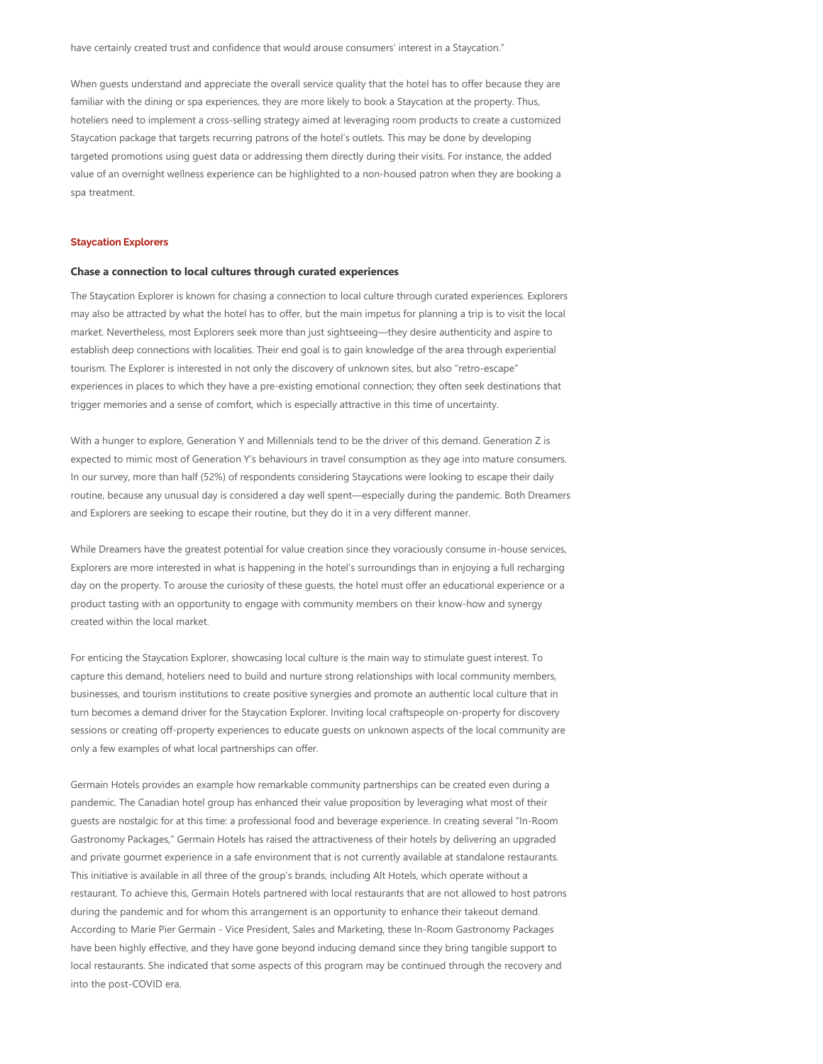have certainly created trust and confidence that would arouse consumers' interest in a Staycation."

When guests understand and appreciate the overall service quality that the hotel has to offer because they are familiar with the dining or spa experiences, they are more likely to book a Staycation at the property. Thus, hoteliers need to implement a cross-selling strategy aimed at leveraging room products to create a customized Staycation package that targets recurring patrons of the hotel's outlets. This may be done by developing targeted promotions using guest data or addressing them directly during their visits. For instance, the added value of an overnight wellness experience can be highlighted to a non-housed patron when they are booking a spa treatment.

## Staycation Explorers

### Chase a connection to local cultures through curated experiences

The Staycation Explorer is known for chasing a connection to local culture through curated experiences. Explorers may also be attracted by what the hotel has to offer, but the main impetus for planning a trip is to visit the local market. Nevertheless, most Explorers seek more than just sightseeing—they desire authenticity and aspire to establish deep connections with localities. Their end goal is to gain knowledge of the area through experiential tourism. The Explorer is interested in not only the discovery of unknown sites, but also "retro-escape" experiences in places to which they have a pre-existing emotional connection; they often seek destinations that trigger memories and a sense of comfort, which is especially attractive in this time of uncertainty.

With a hunger to explore, Generation Y and Millennials tend to be the driver of this demand. Generation Z is expected to mimic most of Generation Y's behaviours in travel consumption as they age into mature consumers. In our survey, more than half (52%) of respondents considering Staycations were looking to escape their daily routine, because any unusual day is considered a day well spent—especially during the pandemic. Both Dreamers and Explorers are seeking to escape their routine, but they do it in a very different manner.

While Dreamers have the greatest potential for value creation since they voraciously consume in-house services, Explorers are more interested in what is happening in the hotel's surroundings than in enjoying a full recharging day on the property. To arouse the curiosity of these guests, the hotel must offer an educational experience or a product tasting with an opportunity to engage with community members on their know-how and synergy created within the local market.

For enticing the Staycation Explorer, showcasing local culture is the main way to stimulate guest interest. To capture this demand, hoteliers need to build and nurture strong relationships with local community members, businesses, and tourism institutions to create positive synergies and promote an authentic local culture that in turn becomes a demand driver for the Staycation Explorer. Inviting local craftspeople on-property for discovery sessions or creating off-property experiences to educate guests on unknown aspects of the local community are only a few examples of what local partnerships can offer.

Germain Hotels provides an example how remarkable community partnerships can be created even during a pandemic. The Canadian hotel group has enhanced their value proposition by leveraging what most of their guests are nostalgic for at this time: a professional food and beverage experience. In creating several "In-Room Gastronomy Packages," Germain Hotels has raised the attractiveness of their hotels by delivering an upgraded and private gourmet experience in a safe environment that is not currently available at standalone restaurants. This initiative is available in all three of the group's brands, including Alt Hotels, which operate without a restaurant. To achieve this, Germain Hotels partnered with local restaurants that are not allowed to host patrons during the pandemic and for whom this arrangement is an opportunity to enhance their takeout demand. According to Marie Pier Germain - Vice President, Sales and Marketing, these In-Room Gastronomy Packages have been highly effective, and they have gone beyond inducing demand since they bring tangible support to local restaurants. She indicated that some aspects of this program may be continued through the recovery and into the post-COVID era.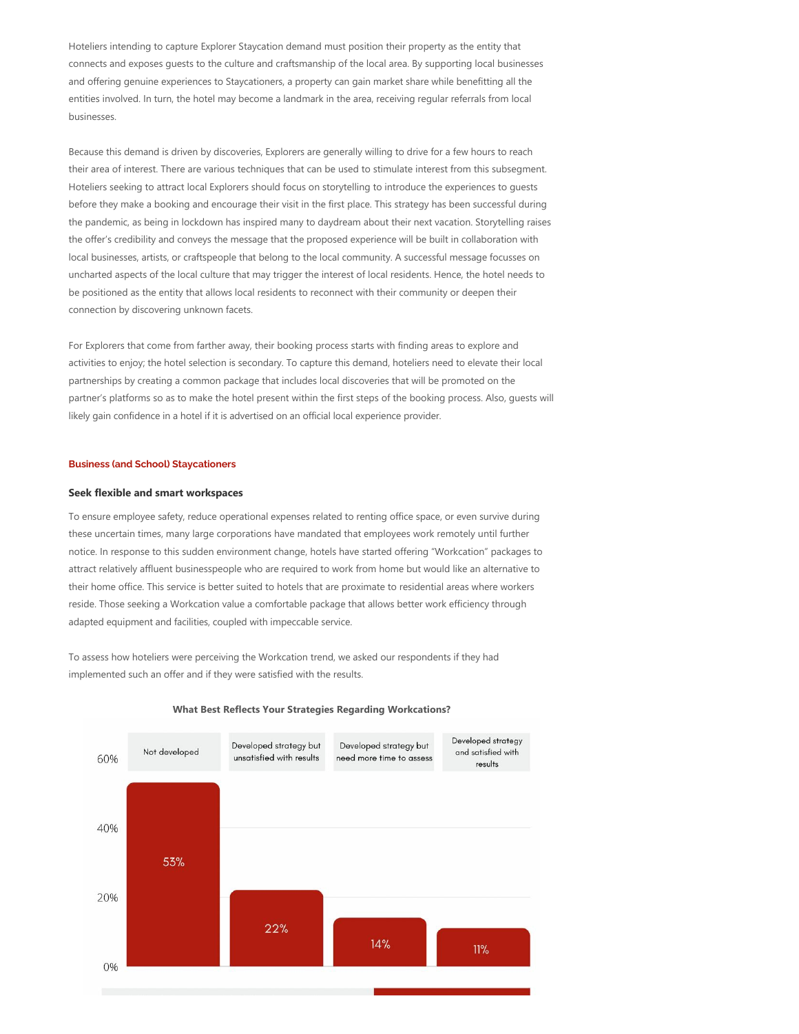Hoteliers intending to capture Explorer Staycation demand must position their property as the entity that connects and exposes guests to the culture and craftsmanship of the local area. By supporting local businesses and offering genuine experiences to Staycationers, a property can gain market share while benefitting all the entities involved. In turn, the hotel may become a landmark in the area, receiving regular referrals from local businesses.

Because this demand is driven by discoveries, Explorers are generally willing to drive for a few hours to reach their area of interest. There are various techniques that can be used to stimulate interest from this subsegment. Hoteliers seeking to attract local Explorers should focus on storytelling to introduce the experiences to guests before they make a booking and encourage their visit in the first place. This strategy has been successful during the pandemic, as being in lockdown has inspired many to daydream about their next vacation. Storytelling raises the offer's credibility and conveys the message that the proposed experience will be built in collaboration with local businesses, artists, or craftspeople that belong to the local community. A successful message focusses on uncharted aspects of the local culture that may trigger the interest of local residents. Hence, the hotel needs to be positioned as the entity that allows local residents to reconnect with their community or deepen their connection by discovering unknown facets.

For Explorers that come from farther away, their booking process starts with finding areas to explore and activities to enjoy; the hotel selection is secondary. To capture this demand, hoteliers need to elevate their local partnerships by creating a common package that includes local discoveries that will be promoted on the partner's platforms so as to make the hotel present within the first steps of the booking process. Also, guests will likely gain confidence in a hotel if it is advertised on an official local experience provider.

## Business (and School) Staycationers

### Seek flexible and smart workspaces

To ensure employee safety, reduce operational expenses related to renting office space, or even survive during these uncertain times, many large corporations have mandated that employees work remotely until further notice. In response to this sudden environment change, hotels have started offering "Workcation" packages to attract relatively affluent businesspeople who are required to work from home but would like an alternative to their home office. This service is better suited to hotels that are proximate to residential areas where workers reside. Those seeking a Workcation value a comfortable package that allows better work efficiency through adapted equipment and facilities, coupled with impeccable service.

To assess how hoteliers were perceiving the Workcation trend, we asked our respondents if they had implemented such an offer and if they were satisfied with the results.

**What Best Reflects Your Strategies Regarding Workcations?**

| Not developed | Developed strategy but unsatisfied with results | Developed strategy but need more time to assess | Developed strategy and satisfied with results |
|---|---|---|---|
| 53% | 22% | 14% | 11% |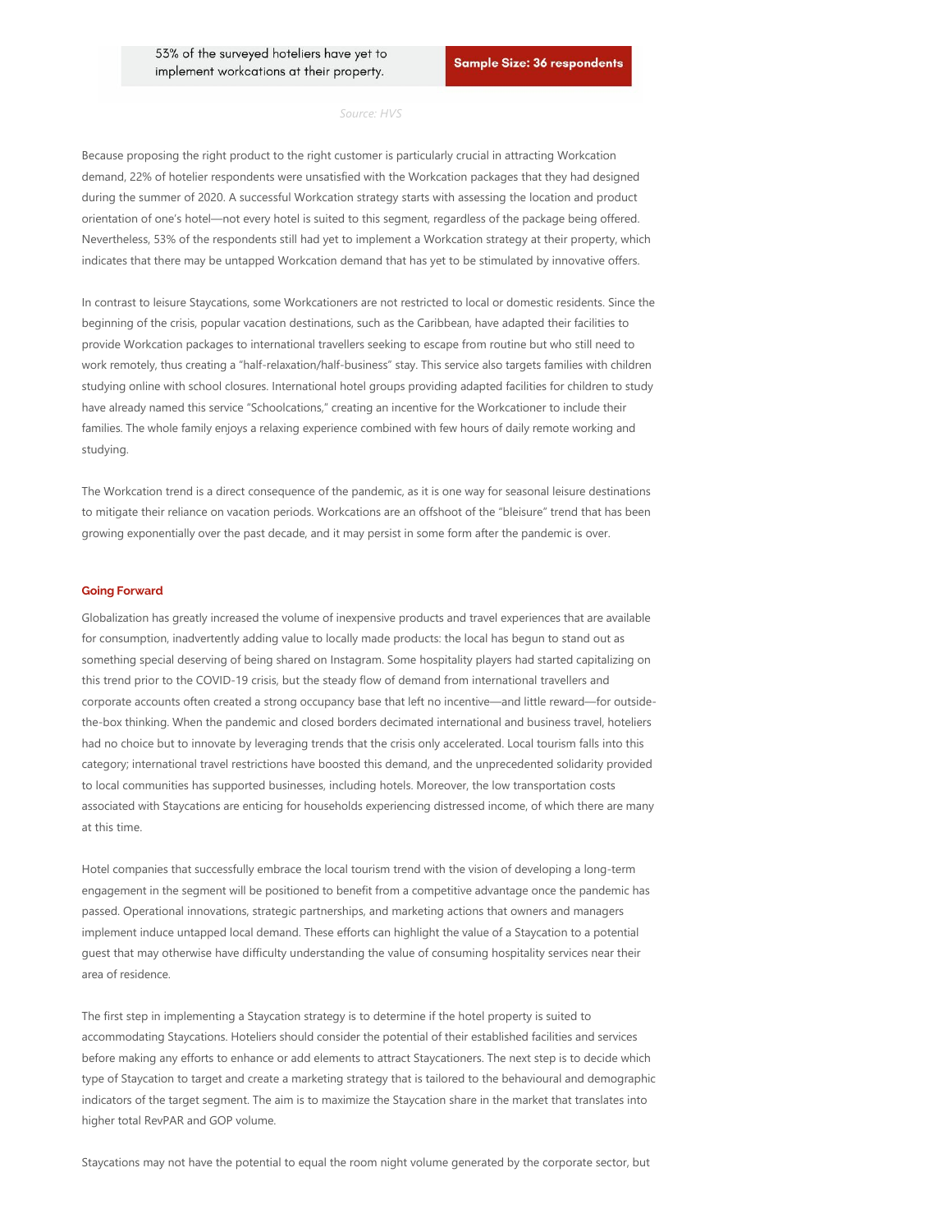53% of the surveyed hoteliers have yet to implement workcations at their property.

**Sample Size: 36 respondents**

*Source: HVS*

Because proposing the right product to the right customer is particularly crucial in attracting Workcation demand, 22% of hotelier respondents were unsatisfied with the Workcation packages that they had designed during the summer of 2020. A successful Workcation strategy starts with assessing the location and product orientation of one's hotel—not every hotel is suited to this segment, regardless of the package being offered. Nevertheless, 53% of the respondents still had yet to implement a Workcation strategy at their property, which indicates that there may be untapped Workcation demand that has yet to be stimulated by innovative offers.

In contrast to leisure Staycations, some Workcationers are not restricted to local or domestic residents. Since the beginning of the crisis, popular vacation destinations, such as the Caribbean, have adapted their facilities to provide Workcation packages to international travellers seeking to escape from routine but who still need to work remotely, thus creating a "half-relaxation/half-business" stay. This service also targets families with children studying online with school closures. International hotel groups providing adapted facilities for children to study have already named this service "Schoolcations," creating an incentive for the Workcationer to include their families. The whole family enjoys a relaxing experience combined with few hours of daily remote working and studying.

The Workcation trend is a direct consequence of the pandemic, as it is one way for seasonal leisure destinations to mitigate their reliance on vacation periods. Workcations are an offshoot of the "bleisure" trend that has been growing exponentially over the past decade, and it may persist in some form after the pandemic is over.

## Going Forward

Globalization has greatly increased the volume of inexpensive products and travel experiences that are available for consumption, inadvertently adding value to locally made products: the local has begun to stand out as something special deserving of being shared on Instagram. Some hospitality players had started capitalizing on this trend prior to the COVID-19 crisis, but the steady flow of demand from international travellers and corporate accounts often created a strong occupancy base that left no incentive—and little reward—for outside-the-box thinking. When the pandemic and closed borders decimated international and business travel, hoteliers had no choice but to innovate by leveraging trends that the crisis only accelerated. Local tourism falls into this category; international travel restrictions have boosted this demand, and the unprecedented solidarity provided to local communities has supported businesses, including hotels. Moreover, the low transportation costs associated with Staycations are enticing for households experiencing distressed income, of which there are many at this time.

Hotel companies that successfully embrace the local tourism trend with the vision of developing a long-term engagement in the segment will be positioned to benefit from a competitive advantage once the pandemic has passed. Operational innovations, strategic partnerships, and marketing actions that owners and managers implement induce untapped local demand. These efforts can highlight the value of a Staycation to a potential guest that may otherwise have difficulty understanding the value of consuming hospitality services near their area of residence.

The first step in implementing a Staycation strategy is to determine if the hotel property is suited to accommodating Staycations. Hoteliers should consider the potential of their established facilities and services before making any efforts to enhance or add elements to attract Staycationers. The next step is to decide which type of Staycation to target and create a marketing strategy that is tailored to the behavioural and demographic indicators of the target segment. The aim is to maximize the Staycation share in the market that translates into higher total RevPAR and GOP volume.

Staycations may not have the potential to equal the room night volume generated by the corporate sector, but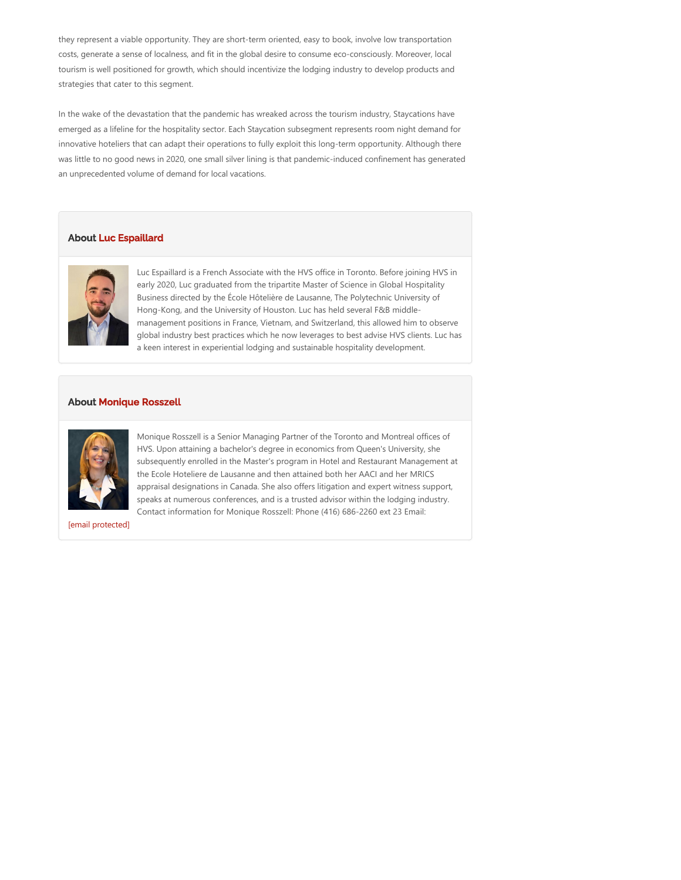they represent a viable opportunity. They are short-term oriented, easy to book, involve low transportation costs, generate a sense of localness, and fit in the global desire to consume eco-consciously. Moreover, local tourism is well positioned for growth, which should incentivize the lodging industry to develop products and strategies that cater to this segment.

In the wake of the devastation that the pandemic has wreaked across the tourism industry, Staycations have emerged as a lifeline for the hospitality sector. Each Staycation subsegment represents room night demand for innovative hoteliers that can adapt their operations to fully exploit this long-term opportunity. Although there was little to no good news in 2020, one small silver lining is that pandemic-induced confinement has generated an unprecedented volume of demand for local vacations.

### About Luc Espaillard

Luc Espaillard is a French Associate with the HVS office in Toronto. Before joining HVS in early 2020, Luc graduated from the tripartite Master of Science in Global Hospitality Business directed by the École Hôtelière de Lausanne, The Polytechnic University of Hong-Kong, and the University of Houston. Luc has held several F&B middle-management positions in France, Vietnam, and Switzerland, this allowed him to observe global industry best practices which he now leverages to best advise HVS clients. Luc has a keen interest in experiential lodging and sustainable hospitality development.

### About Monique Rosszell

Monique Rosszell is a Senior Managing Partner of the Toronto and Montreal offices of HVS. Upon attaining a bachelor's degree in economics from Queen's University, she subsequently enrolled in the Master's program in Hotel and Restaurant Management at the Ecole Hoteliere de Lausanne and then attained both her AACI and her MRICS appraisal designations in Canada. She also offers litigation and expert witness support, speaks at numerous conferences, and is a trusted advisor within the lodging industry. Contact information for Monique Rosszell: Phone (416) 686-2260 ext 23 Email: [email protected]